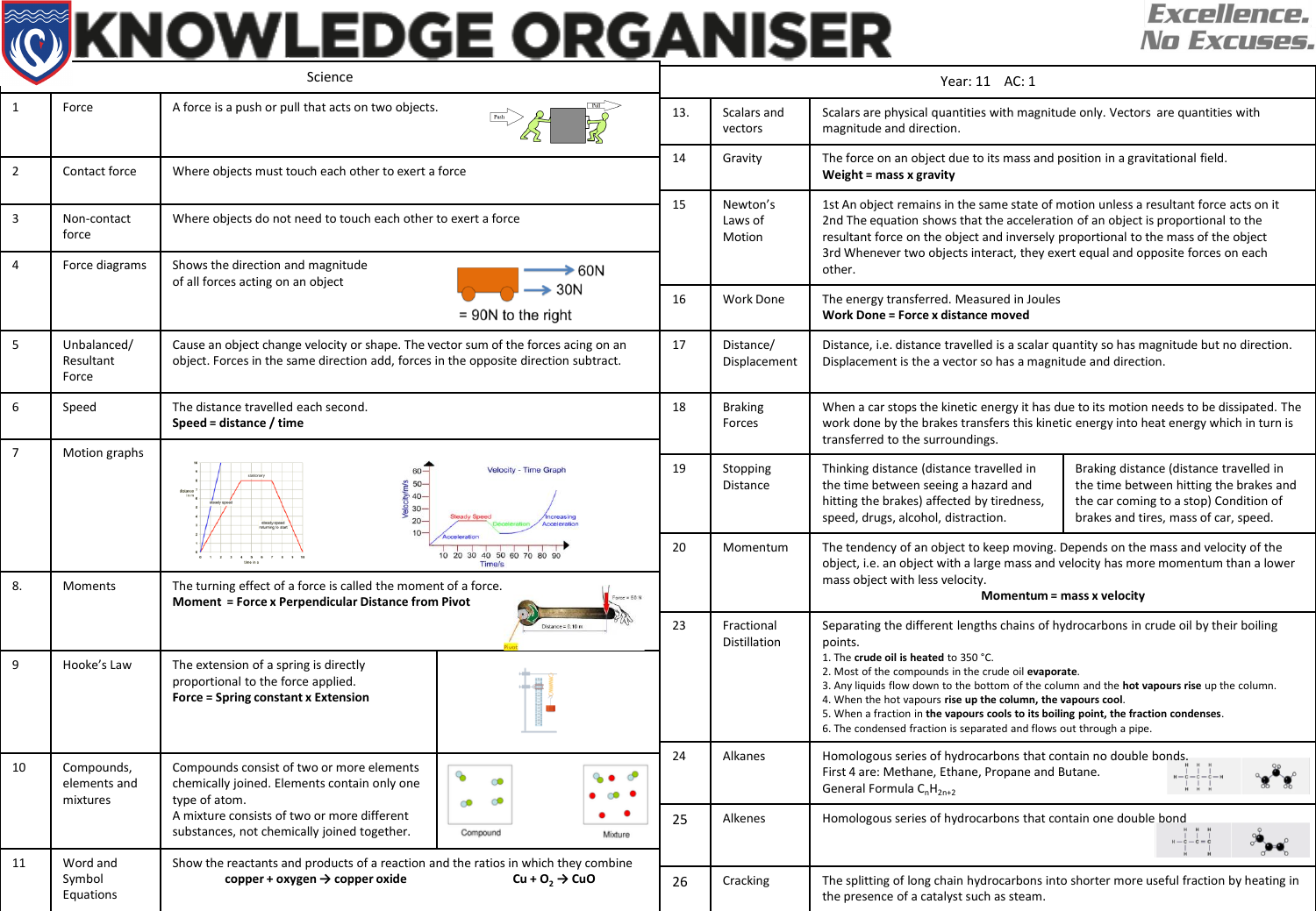# KNOWLEDGE ORGANISER

Excellence. No Excuses.

## Science — Year: 11 AC: 1

| # | Term | Definition |
|---|---|---|
| 1 | Force | A force is a push or pull that acts on two objects. |
| 2 | Contact force | Where objects must touch each other to exert a force |
| 3 | Non-contact force | Where objects do not need to touch each other to exert a force |
| 4 | Force diagrams | Shows the direction and magnitude of all forces acting on an object. 60N + 30N = 90N to the right |
| 5 | Unbalanced/ Resultant Force | Cause an object change velocity or shape. The vector sum of the forces acing on an object. Forces in the same direction add, forces in the opposite direction subtract. |
| 6 | Speed | The distance travelled each second. **Speed = distance / time** |
| 7 | Motion graphs | Distance–time graph (stationary, steady speed, steady speed returning to start); Velocity - Time Graph (Acceleration, Steady Speed, Deceleration, Increasing Acceleration) |
| 8. | Moments | The turning effect of a force is called the moment of a force. **Moment = Force x Perpendicular Distance from Pivot** (Force = 50 N, Distance = 0.10 m, Pivot) |
| 9 | Hooke's Law | The extension of a spring is directly proportional to the force applied. **Force = Spring constant x Extension** |
| 10 | Compounds, elements and mixtures | Compounds consist of two or more elements chemically joined. Elements contain only one type of atom. A mixture consists of two or more different substances, not chemically joined together. (Compound, Mixture) |
| 11 | Word and Symbol Equations | Show the reactants and products of a reaction and the ratios in which they combine. **copper + oxygen → copper oxide**  **$Cu + O_2 \rightarrow CuO$** |
| 13. | Scalars and vectors | Scalars are physical quantities with magnitude only. Vectors are quantities with magnitude and direction. |
| 14 | Gravity | The force on an object due to its mass and position in a gravitational field. **Weight = mass x gravity** |
| 15 | Newton's Laws of Motion | 1st An object remains in the same state of motion unless a resultant force acts on it. 2nd The equation shows that the acceleration of an object is proportional to the resultant force on the object and inversely proportional to the mass of the object. 3rd Whenever two objects interact, they exert equal and opposite forces on each other. |
| 16 | Work Done | The energy transferred. Measured in Joules. **Work Done = Force x distance moved** |
| 17 | Distance/ Displacement | Distance, i.e. distance travelled is a scalar quantity so has magnitude but no direction. Displacement is the a vector so has a magnitude and direction. |
| 18 | Braking Forces | When a car stops the kinetic energy it has due to its motion needs to be dissipated. The work done by the brakes transfers this kinetic energy into heat energy which in turn is transferred to the surroundings. |
| 19 | Stopping Distance | Thinking distance (distance travelled in the time between seeing a hazard and hitting the brakes) affected by tiredness, speed, drugs, alcohol, distraction. Braking distance (distance travelled in the time between hitting the brakes and the car coming to a stop) Condition of brakes and tires, mass of car, speed. |
| 20 | Momentum | The tendency of an object to keep moving. Depends on the mass and velocity of the object, i.e. an object with a large mass and velocity has more momentum than a lower mass object with less velocity. **Momentum = mass x velocity** |
| 23 | Fractional Distillation | Separating the different lengths chains of hydrocarbons in crude oil by their boiling points. 1. The **crude oil is heated** to 350 °C. 2. Most of the compounds in the crude oil **evaporate**. 3. Any liquids flow down to the bottom of the column and the **hot vapours rise** up the column. 4. When the hot vapours **rise up the column, the vapours cool**. 5. When a fraction in **the vapours cools to its boiling point, the fraction condenses**. 6. The condensed fraction is separated and flows out through a pipe. |
| 24 | Alkanes | Homologous series of hydrocarbons that contain no double bonds. First 4 are: Methane, Ethane, Propane and Butane. General Formula $C_nH_{2n+2}$ |
| 25 | Alkenes | Homologous series of hydrocarbons that contain one double bond |
| 26 | Cracking | The splitting of long chain hydrocarbons into shorter more useful fraction by heating in the presence of a catalyst such as steam. |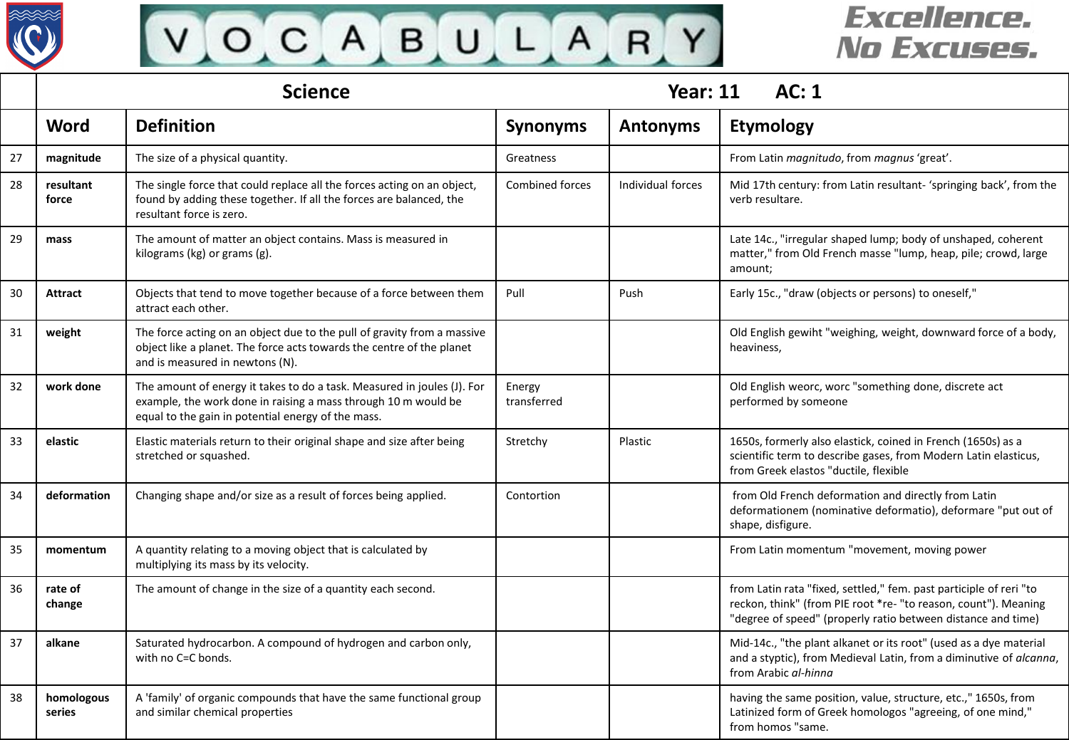# VOCABULARY

Excellence. No Excuses.

| | Science | | | | Year: 11 AC: 1 |
|---|---|---|---|---|---|
| | **Word** | **Definition** | **Synonyms** | **Antonyms** | **Etymology** |
| 27 | **magnitude** | The size of a physical quantity. | Greatness | | From Latin *magnitudo*, from *magnus* 'great'. |
| 28 | **resultant force** | The single force that could replace all the forces acting on an object, found by adding these together. If all the forces are balanced, the resultant force is zero. | Combined forces | Individual forces | Mid 17th century: from Latin resultant- 'springing back', from the verb resultare. |
| 29 | **mass** | The amount of matter an object contains. Mass is measured in kilograms (kg) or grams (g). | | | Late 14c., "irregular shaped lump; body of unshaped, coherent matter," from Old French masse "lump, heap, pile; crowd, large amount; |
| 30 | **Attract** | Objects that tend to move together because of a force between them attract each other. | Pull | Push | Early 15c., "draw (objects or persons) to oneself," |
| 31 | **weight** | The force acting on an object due to the pull of gravity from a massive object like a planet. The force acts towards the centre of the planet and is measured in newtons (N). | | | Old English gewiht "weighing, weight, downward force of a body, heaviness, |
| 32 | **work done** | The amount of energy it takes to do a task. Measured in joules (J). For example, the work done in raising a mass through 10 m would be equal to the gain in potential energy of the mass. | Energy transferred | | Old English weorc, worc "something done, discrete act performed by someone |
| 33 | **elastic** | Elastic materials return to their original shape and size after being stretched or squashed. | Stretchy | Plastic | 1650s, formerly also elastick, coined in French (1650s) as a scientific term to describe gases, from Modern Latin elasticus, from Greek elastos "ductile, flexible |
| 34 | **deformation** | Changing shape and/or size as a result of forces being applied. | Contortion | | from Old French deformation and directly from Latin deformationem (nominative deformatio), deformare "put out of shape, disfigure. |
| 35 | **momentum** | A quantity relating to a moving object that is calculated by multiplying its mass by its velocity. | | | From Latin momentum "movement, moving power |
| 36 | **rate of change** | The amount of change in the size of a quantity each second. | | | from Latin rata "fixed, settled," fem. past participle of reri "to reckon, think" (from PIE root *re- "to reason, count"). Meaning "degree of speed" (properly ratio between distance and time) |
| 37 | **alkane** | Saturated hydrocarbon. A compound of hydrogen and carbon only, with no C=C bonds. | | | Mid-14c., "the plant alkanet or its root" (used as a dye material and a styptic), from Medieval Latin, from a diminutive of *alcanna*, from Arabic *al-hinna* |
| 38 | **homologous series** | A 'family' of organic compounds that have the same functional group and similar chemical properties | | | having the same position, value, structure, etc.," 1650s, from Latinized form of Greek homologos "agreeing, of one mind," from homos "same. |